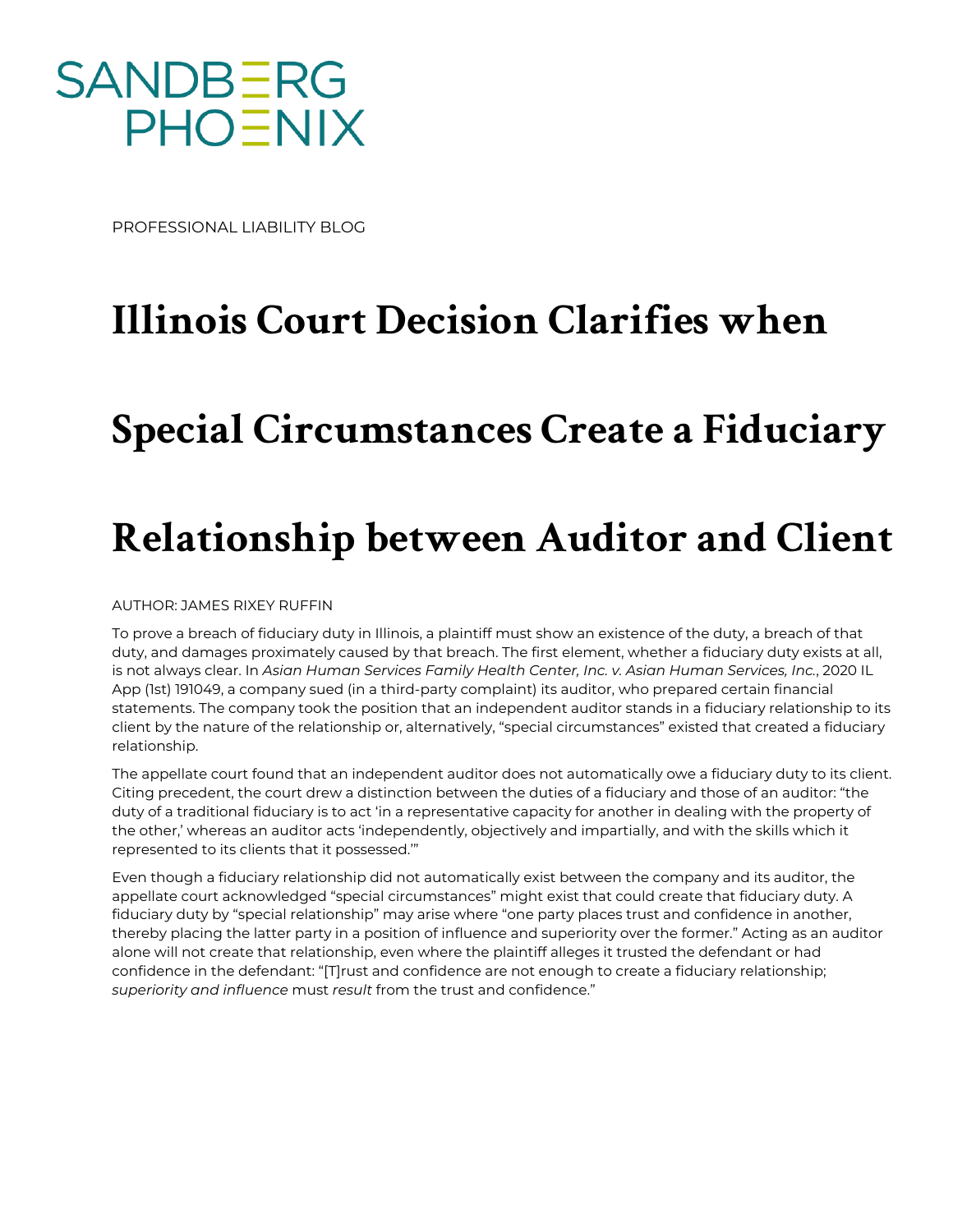SANDBERG PHOENIX

PROFESSIONAL LIABILITY BLOG

# Illinois Court Decision Clarifies when Special Circumstances Create a Fiduciary Relationship between Auditor and Client

AUTHOR: JAMES RIXEY RUFFIN

To prove a breach of fiduciary duty in Illinois, a plaintiff must show an existence of the duty, a breach of that duty, and damages proximately caused by that breach. The first element, whether a fiduciary duty exists at all, is not always clear. In *Asian Human Services Family Health Center, Inc. v. Asian Human Services, Inc.*, 2020 IL App (1st) 191049, a company sued (in a third-party complaint) its auditor, who prepared certain financial statements. The company took the position that an independent auditor stands in a fiduciary relationship to its client by the nature of the relationship or, alternatively, "special circumstances" existed that created a fiduciary relationship.

The appellate court found that an independent auditor does not automatically owe a fiduciary duty to its client. Citing precedent, the court drew a distinction between the duties of a fiduciary and those of an auditor: "the duty of a traditional fiduciary is to act 'in a representative capacity for another in dealing with the property of the other,' whereas an auditor acts 'independently, objectively and impartially, and with the skills which it represented to its clients that it possessed.'"

Even though a fiduciary relationship did not automatically exist between the company and its auditor, the appellate court acknowledged "special circumstances" might exist that could create that fiduciary duty. A fiduciary duty by "special relationship" may arise where "one party places trust and confidence in another, thereby placing the latter party in a position of influence and superiority over the former." Acting as an auditor alone will not create that relationship, even where the plaintiff alleges it trusted the defendant or had confidence in the defendant: "[T]rust and confidence are not enough to create a fiduciary relationship; *superiority and influence* must *result* from the trust and confidence."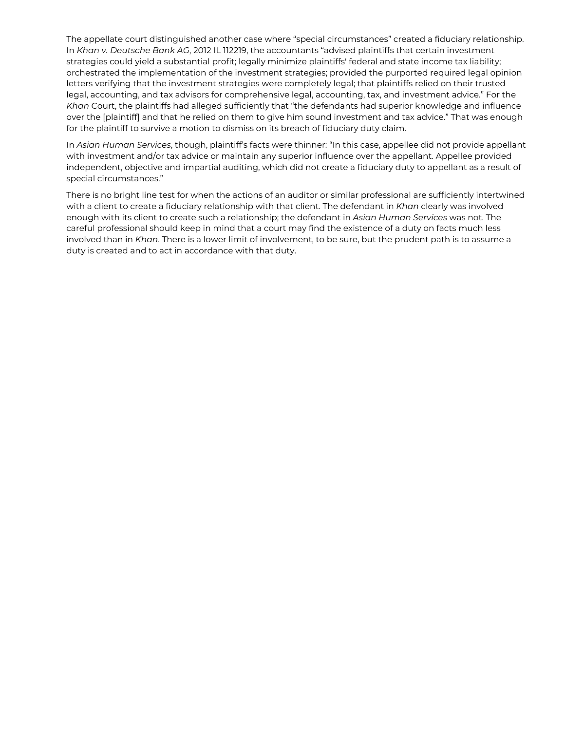The appellate court distinguished another case where “special circumstances” created a fiduciary relationship. In *Khan v. Deutsche Bank AG*, 2012 IL 112219, the accountants “advised plaintiffs that certain investment strategies could yield a substantial profit; legally minimize plaintiffs' federal and state income tax liability; orchestrated the implementation of the investment strategies; provided the purported required legal opinion letters verifying that the investment strategies were completely legal; that plaintiffs relied on their trusted legal, accounting, and tax advisors for comprehensive legal, accounting, tax, and investment advice.” For the *Khan* Court, the plaintiffs had alleged sufficiently that “the defendants had superior knowledge and influence over the [plaintiff] and that he relied on them to give him sound investment and tax advice.” That was enough for the plaintiff to survive a motion to dismiss on its breach of fiduciary duty claim.

In *Asian Human Services*, though, plaintiff’s facts were thinner: “In this case, appellee did not provide appellant with investment and/or tax advice or maintain any superior influence over the appellant. Appellee provided independent, objective and impartial auditing, which did not create a fiduciary duty to appellant as a result of special circumstances.”

There is no bright line test for when the actions of an auditor or similar professional are sufficiently intertwined with a client to create a fiduciary relationship with that client. The defendant in *Khan* clearly was involved enough with its client to create such a relationship; the defendant in *Asian Human Services* was not. The careful professional should keep in mind that a court may find the existence of a duty on facts much less involved than in *Khan*. There is a lower limit of involvement, to be sure, but the prudent path is to assume a duty is created and to act in accordance with that duty.